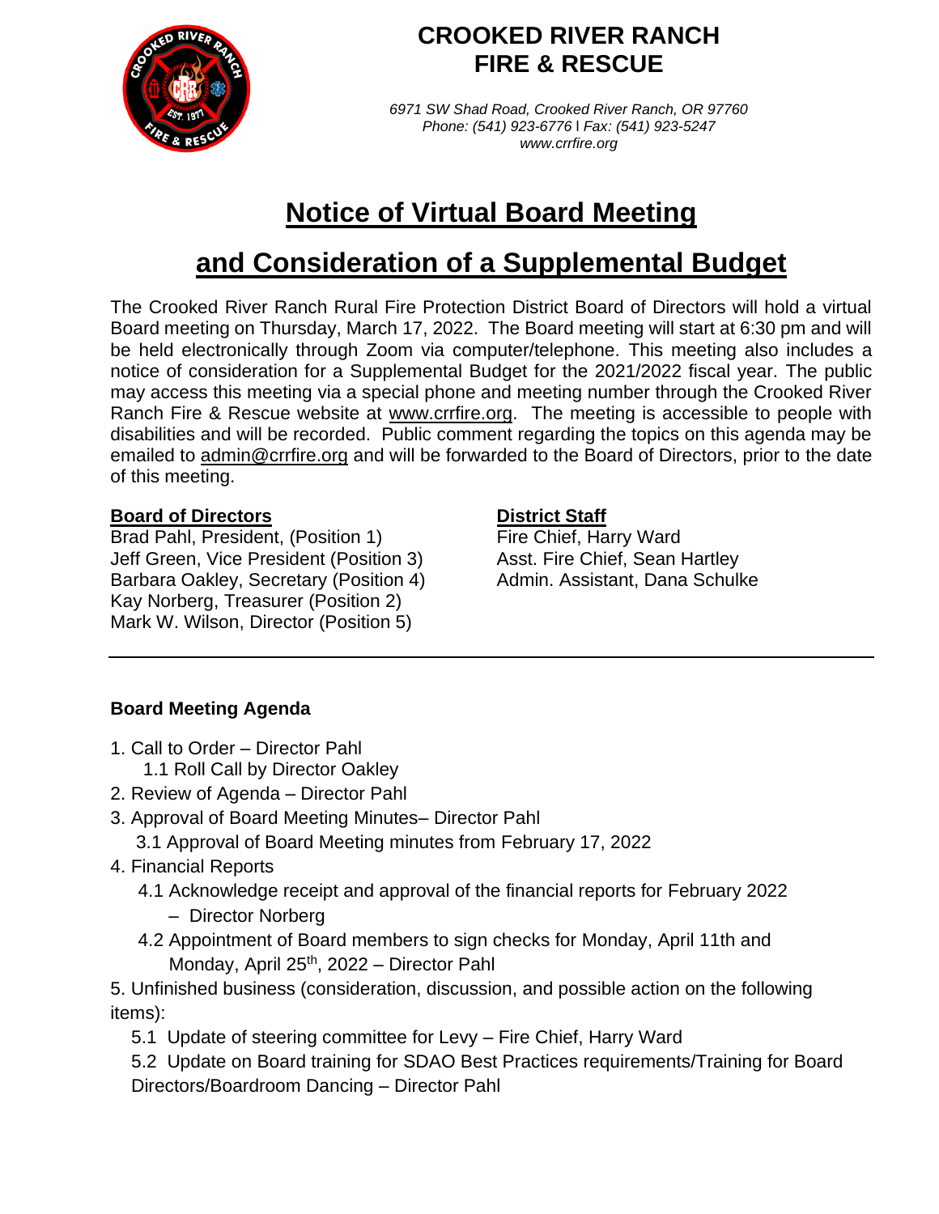# CROOKED RIVER RANCH FIRE & RESCUE

*6971 SW Shad Road, Crooked River Ranch, OR 97760*
*Phone: (541) 923-6776 \| Fax: (541) 923-5247*
*www.crrfire.org*

## Notice of Virtual Board Meeting

## and Consideration of a Supplemental Budget

The Crooked River Ranch Rural Fire Protection District Board of Directors will hold a virtual Board meeting on Thursday, March 17, 2022. The Board meeting will start at 6:30 pm and will be held electronically through Zoom via computer/telephone. This meeting also includes a notice of consideration for a Supplemental Budget for the 2021/2022 fiscal year. The public may access this meeting via a special phone and meeting number through the Crooked River Ranch Fire & Rescue website at www.crrfire.org. The meeting is accessible to people with disabilities and will be recorded. Public comment regarding the topics on this agenda may be emailed to admin@crrfire.org and will be forwarded to the Board of Directors, prior to the date of this meeting.

**Board of Directors**

Brad Pahl, President, (Position 1)
Jeff Green, Vice President (Position 3)
Barbara Oakley, Secretary (Position 4)
Kay Norberg, Treasurer (Position 2)
Mark W. Wilson, Director (Position 5)

**District Staff**

Fire Chief, Harry Ward
Asst. Fire Chief, Sean Hartley
Admin. Assistant, Dana Schulke

---

**Board Meeting Agenda**

1. Call to Order – Director Pahl
   1.1 Roll Call by Director Oakley
2. Review of Agenda – Director Pahl
3. Approval of Board Meeting Minutes– Director Pahl
   3.1 Approval of Board Meeting minutes from February 17, 2022
4. Financial Reports
   4.1 Acknowledge receipt and approval of the financial reports for February 2022 – Director Norberg
   4.2 Appointment of Board members to sign checks for Monday, April 11th and Monday, April 25th, 2022 – Director Pahl
5. Unfinished business (consideration, discussion, and possible action on the following items):
   5.1 Update of steering committee for Levy – Fire Chief, Harry Ward
   5.2 Update on Board training for SDAO Best Practices requirements/Training for Board Directors/Boardroom Dancing – Director Pahl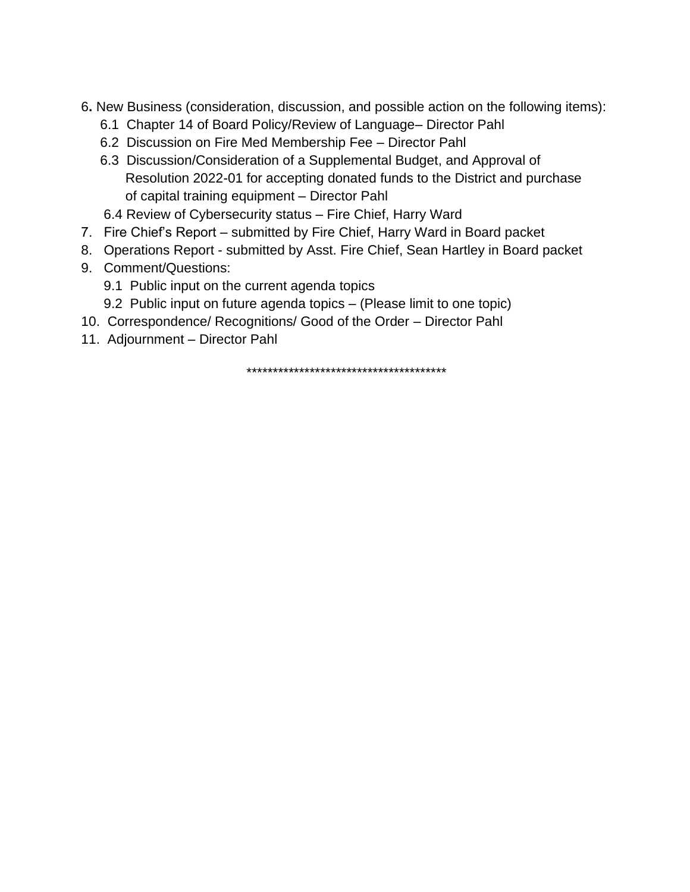6. New Business (consideration, discussion, and possible action on the following items):
   - 6.1 Chapter 14 of Board Policy/Review of Language– Director Pahl
   - 6.2 Discussion on Fire Med Membership Fee – Director Pahl
   - 6.3 Discussion/Consideration of a Supplemental Budget, and Approval of Resolution 2022-01 for accepting donated funds to the District and purchase of capital training equipment – Director Pahl
   - 6.4 Review of Cybersecurity status – Fire Chief, Harry Ward
7. Fire Chief's Report – submitted by Fire Chief, Harry Ward in Board packet
8. Operations Report - submitted by Asst. Fire Chief, Sean Hartley in Board packet
9. Comment/Questions:
   - 9.1 Public input on the current agenda topics
   - 9.2 Public input on future agenda topics – (Please limit to one topic)
10. Correspondence/ Recognitions/ Good of the Order – Director Pahl
11. Adjournment – Director Pahl

****************************************